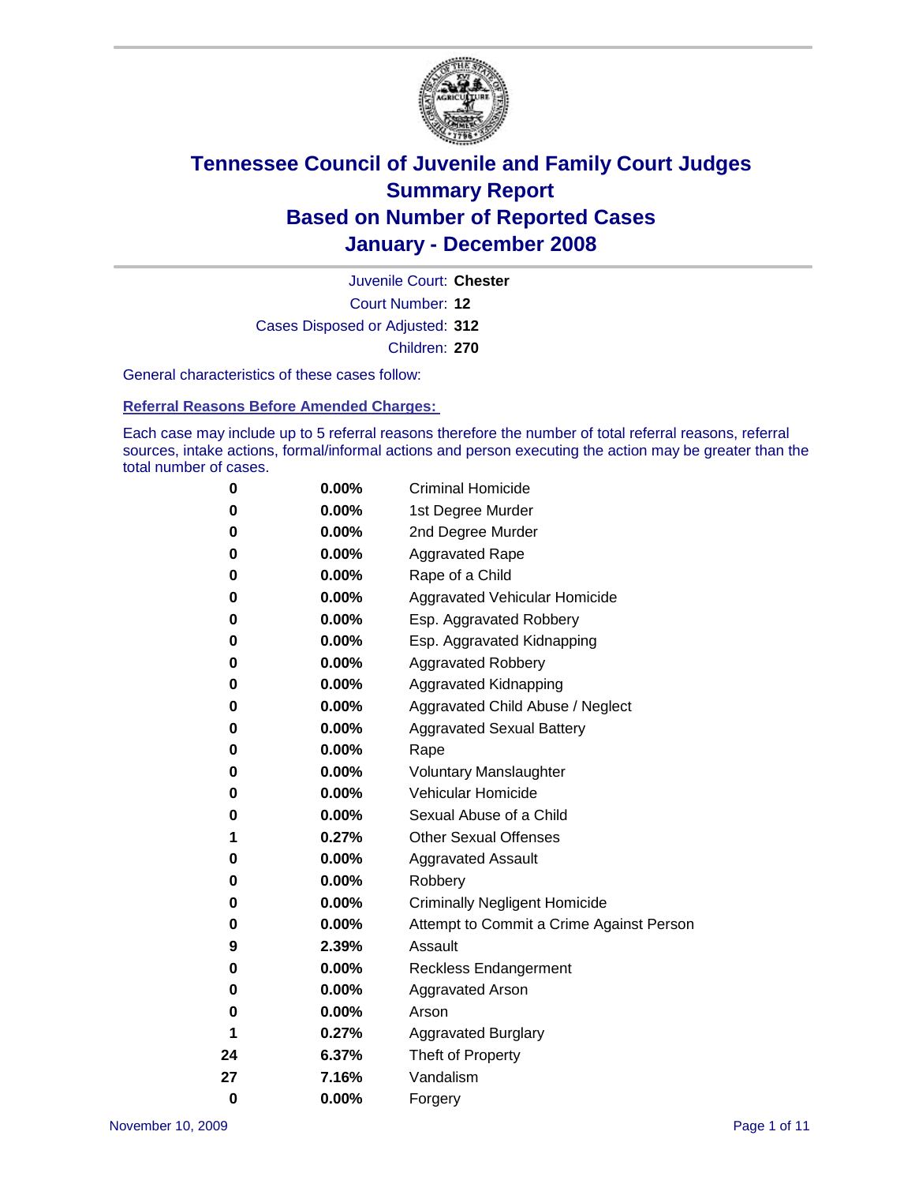# Tennessee Council of Juvenile and Family Court Judges
## Summary Report
## Based on Number of Reported Cases
## January - December 2008

Juvenile Court: **Chester**

Court Number: **12**

Cases Disposed or Adjusted: **312**

Children: **270**

General characteristics of these cases follow:

### Referral Reasons Before Amended Charges:

Each case may include up to 5 referral reasons therefore the number of total referral reasons, referral sources, intake actions, formal/informal actions and person executing the action may be greater than the total number of cases.

| Count | Percent | Referral Reason |
|---|---|---|
| 0 | 0.00% | Criminal Homicide |
| 0 | 0.00% | 1st Degree Murder |
| 0 | 0.00% | 2nd Degree Murder |
| 0 | 0.00% | Aggravated Rape |
| 0 | 0.00% | Rape of a Child |
| 0 | 0.00% | Aggravated Vehicular Homicide |
| 0 | 0.00% | Esp. Aggravated Robbery |
| 0 | 0.00% | Esp. Aggravated Kidnapping |
| 0 | 0.00% | Aggravated Robbery |
| 0 | 0.00% | Aggravated Kidnapping |
| 0 | 0.00% | Aggravated Child Abuse / Neglect |
| 0 | 0.00% | Aggravated Sexual Battery |
| 0 | 0.00% | Rape |
| 0 | 0.00% | Voluntary Manslaughter |
| 0 | 0.00% | Vehicular Homicide |
| 0 | 0.00% | Sexual Abuse of a Child |
| 1 | 0.27% | Other Sexual Offenses |
| 0 | 0.00% | Aggravated Assault |
| 0 | 0.00% | Robbery |
| 0 | 0.00% | Criminally Negligent Homicide |
| 0 | 0.00% | Attempt to Commit a Crime Against Person |
| 9 | 2.39% | Assault |
| 0 | 0.00% | Reckless Endangerment |
| 0 | 0.00% | Aggravated Arson |
| 0 | 0.00% | Arson |
| 1 | 0.27% | Aggravated Burglary |
| 24 | 6.37% | Theft of Property |
| 27 | 7.16% | Vandalism |
| 0 | 0.00% | Forgery |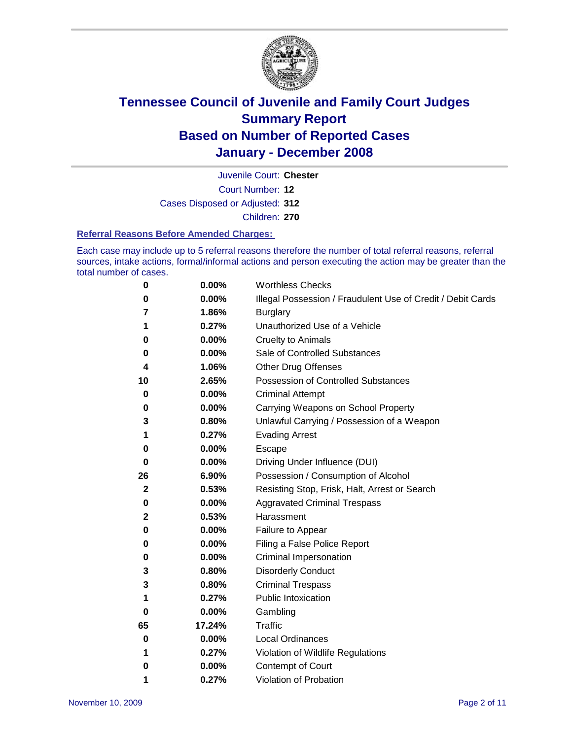# Tennessee Council of Juvenile and Family Court Judges
## Summary Report
## Based on Number of Reported Cases
## January - December 2008

Juvenile Court: **Chester**

Court Number: **12**

Cases Disposed or Adjusted: **312**

Children: **270**

### Referral Reasons Before Amended Charges:

Each case may include up to 5 referral reasons therefore the number of total referral reasons, referral sources, intake actions, formal/informal actions and person executing the action may be greater than the total number of cases.

| Count | Percent | Referral Reason |
|---|---|---|
| 0 | 0.00% | Worthless Checks |
| 0 | 0.00% | Illegal Possession / Fraudulent Use of Credit / Debit Cards |
| 7 | 1.86% | Burglary |
| 1 | 0.27% | Unauthorized Use of a Vehicle |
| 0 | 0.00% | Cruelty to Animals |
| 0 | 0.00% | Sale of Controlled Substances |
| 4 | 1.06% | Other Drug Offenses |
| 10 | 2.65% | Possession of Controlled Substances |
| 0 | 0.00% | Criminal Attempt |
| 0 | 0.00% | Carrying Weapons on School Property |
| 3 | 0.80% | Unlawful Carrying / Possession of a Weapon |
| 1 | 0.27% | Evading Arrest |
| 0 | 0.00% | Escape |
| 0 | 0.00% | Driving Under Influence (DUI) |
| 26 | 6.90% | Possession / Consumption of Alcohol |
| 2 | 0.53% | Resisting Stop, Frisk, Halt, Arrest or Search |
| 0 | 0.00% | Aggravated Criminal Trespass |
| 2 | 0.53% | Harassment |
| 0 | 0.00% | Failure to Appear |
| 0 | 0.00% | Filing a False Police Report |
| 0 | 0.00% | Criminal Impersonation |
| 3 | 0.80% | Disorderly Conduct |
| 3 | 0.80% | Criminal Trespass |
| 1 | 0.27% | Public Intoxication |
| 0 | 0.00% | Gambling |
| 65 | 17.24% | Traffic |
| 0 | 0.00% | Local Ordinances |
| 1 | 0.27% | Violation of Wildlife Regulations |
| 0 | 0.00% | Contempt of Court |
| 1 | 0.27% | Violation of Probation |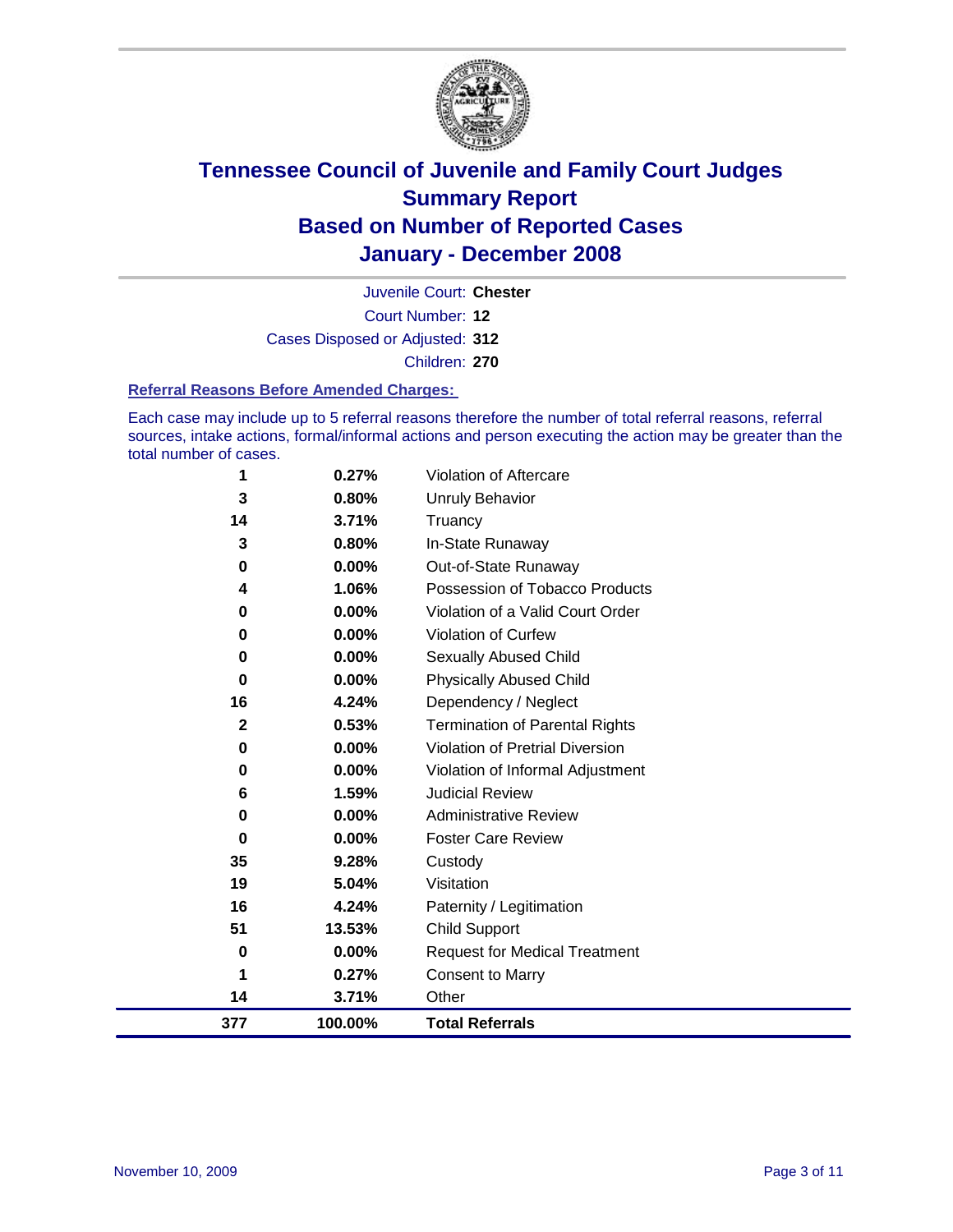# Tennessee Council of Juvenile and Family Court Judges
## Summary Report
## Based on Number of Reported Cases
## January - December 2008

Juvenile Court: **Chester**

Court Number: **12**

Cases Disposed or Adjusted: **312**

Children: **270**

### Referral Reasons Before Amended Charges:

Each case may include up to 5 referral reasons therefore the number of total referral reasons, referral sources, intake actions, formal/informal actions and person executing the action may be greater than the total number of cases.

| Count | Percent | Referral Reason |
|---|---|---|
| 1 | 0.27% | Violation of Aftercare |
| 3 | 0.80% | Unruly Behavior |
| 14 | 3.71% | Truancy |
| 3 | 0.80% | In-State Runaway |
| 0 | 0.00% | Out-of-State Runaway |
| 4 | 1.06% | Possession of Tobacco Products |
| 0 | 0.00% | Violation of a Valid Court Order |
| 0 | 0.00% | Violation of Curfew |
| 0 | 0.00% | Sexually Abused Child |
| 0 | 0.00% | Physically Abused Child |
| 16 | 4.24% | Dependency / Neglect |
| 2 | 0.53% | Termination of Parental Rights |
| 0 | 0.00% | Violation of Pretrial Diversion |
| 0 | 0.00% | Violation of Informal Adjustment |
| 6 | 1.59% | Judicial Review |
| 0 | 0.00% | Administrative Review |
| 0 | 0.00% | Foster Care Review |
| 35 | 9.28% | Custody |
| 19 | 5.04% | Visitation |
| 16 | 4.24% | Paternity / Legitimation |
| 51 | 13.53% | Child Support |
| 0 | 0.00% | Request for Medical Treatment |
| 1 | 0.27% | Consent to Marry |
| 14 | 3.71% | Other |
| **377** | **100.00%** | **Total Referrals** |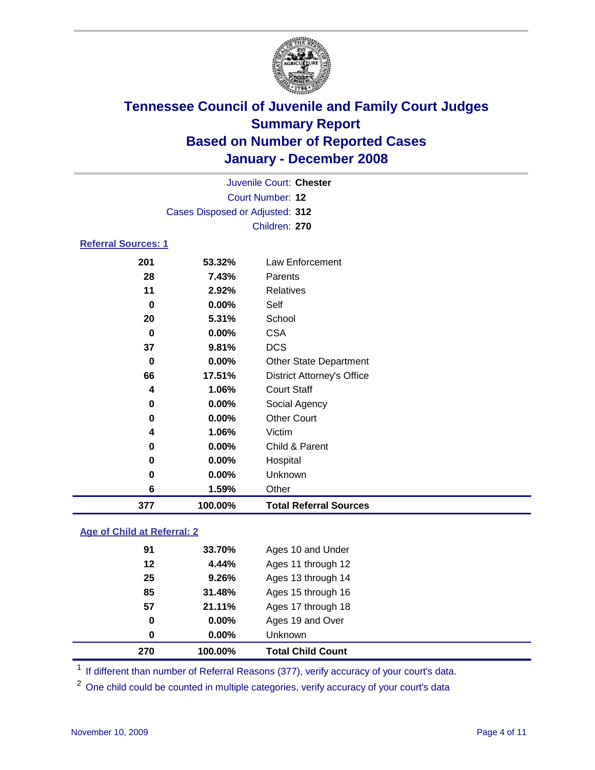# Tennessee Council of Juvenile and Family Court Judges
## Summary Report
## Based on Number of Reported Cases
## January - December 2008

Juvenile Court: **Chester**
Court Number: **12**
Cases Disposed or Adjusted: **312**
Children: **270**

### Referral Sources: 1

| | | |
|---|---|---|
| 201 | 53.32% | Law Enforcement |
| 28 | 7.43% | Parents |
| 11 | 2.92% | Relatives |
| 0 | 0.00% | Self |
| 20 | 5.31% | School |
| 0 | 0.00% | CSA |
| 37 | 9.81% | DCS |
| 0 | 0.00% | Other State Department |
| 66 | 17.51% | District Attorney's Office |
| 4 | 1.06% | Court Staff |
| 0 | 0.00% | Social Agency |
| 0 | 0.00% | Other Court |
| 4 | 1.06% | Victim |
| 0 | 0.00% | Child & Parent |
| 0 | 0.00% | Hospital |
| 0 | 0.00% | Unknown |
| 6 | 1.59% | Other |
| **377** | **100.00%** | **Total Referral Sources** |

### Age of Child at Referral: 2

| | | |
|---|---|---|
| 91 | 33.70% | Ages 10 and Under |
| 12 | 4.44% | Ages 11 through 12 |
| 25 | 9.26% | Ages 13 through 14 |
| 85 | 31.48% | Ages 15 through 16 |
| 57 | 21.11% | Ages 17 through 18 |
| 0 | 0.00% | Ages 19 and Over |
| 0 | 0.00% | Unknown |
| **270** | **100.00%** | **Total Child Count** |

[1] If different than number of Referral Reasons (377), verify accuracy of your court's data.

[2] One child could be counted in multiple categories, verify accuracy of your court's data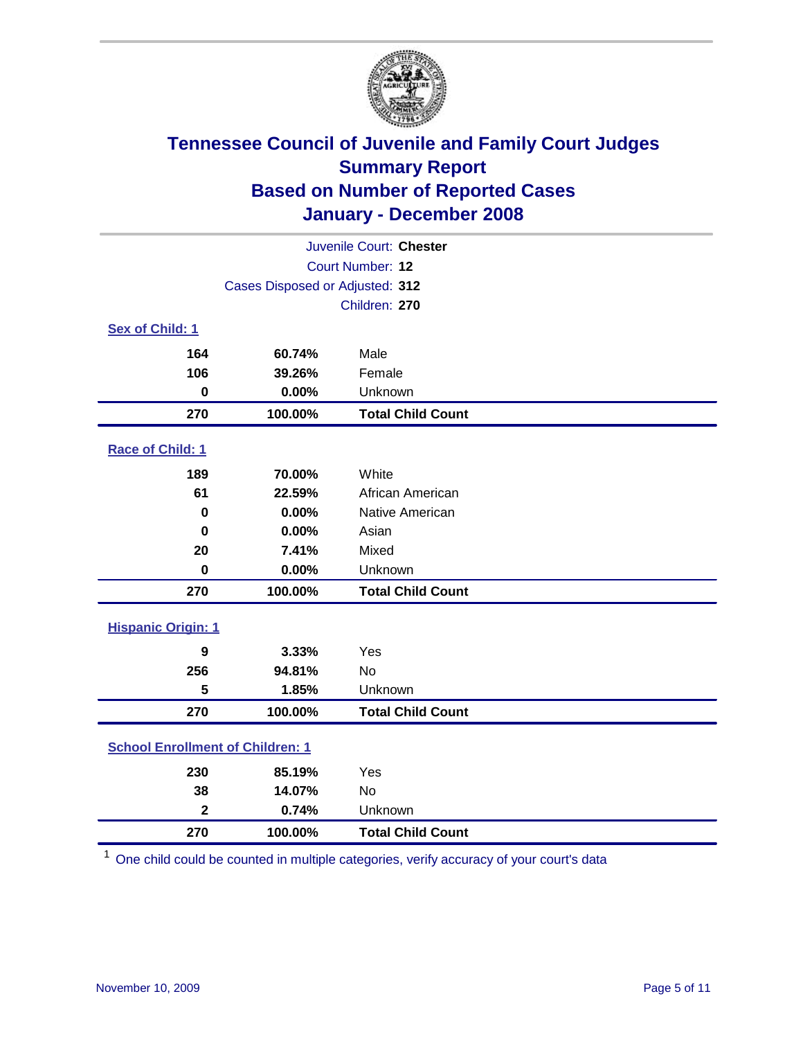# Tennessee Council of Juvenile and Family Court Judges
## Summary Report
## Based on Number of Reported Cases
## January - December 2008

Juvenile Court: **Chester**
Court Number: **12**
Cases Disposed or Adjusted: **312**
Children: **270**

### Sex of Child: 1

| | | |
|---|---|---|
| 164 | 60.74% | Male |
| 106 | 39.26% | Female |
| 0 | 0.00% | Unknown |
| **270** | **100.00%** | **Total Child Count** |

### Race of Child: 1

| | | |
|---|---|---|
| 189 | 70.00% | White |
| 61 | 22.59% | African American |
| 0 | 0.00% | Native American |
| 0 | 0.00% | Asian |
| 20 | 7.41% | Mixed |
| 0 | 0.00% | Unknown |
| **270** | **100.00%** | **Total Child Count** |

### Hispanic Origin: 1

| | | |
|---|---|---|
| 9 | 3.33% | Yes |
| 256 | 94.81% | No |
| 5 | 1.85% | Unknown |
| **270** | **100.00%** | **Total Child Count** |

### School Enrollment of Children: 1

| | | |
|---|---|---|
| 230 | 85.19% | Yes |
| 38 | 14.07% | No |
| 2 | 0.74% | Unknown |
| **270** | **100.00%** | **Total Child Count** |

[1] One child could be counted in multiple categories, verify accuracy of your court's data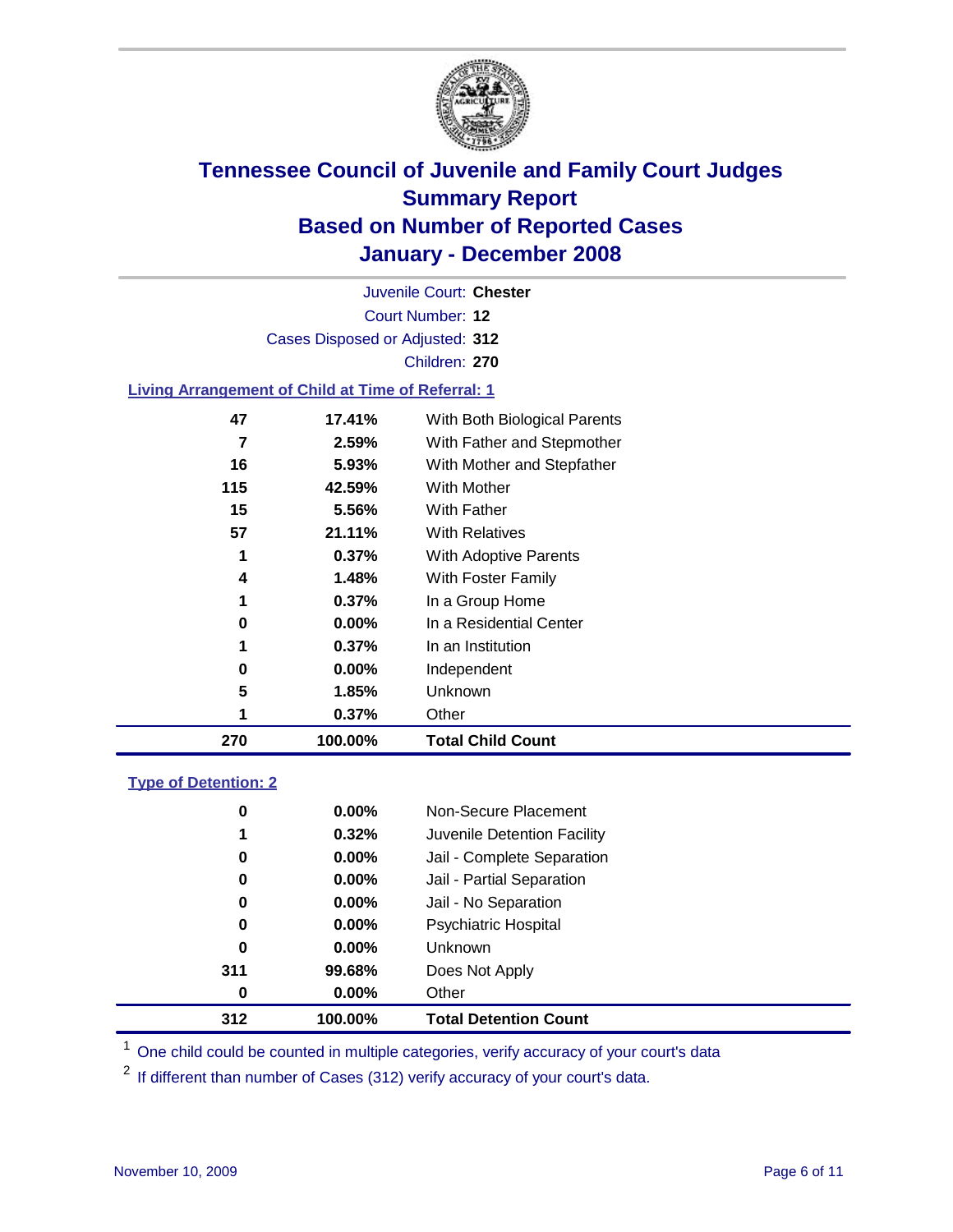# Tennessee Council of Juvenile and Family Court Judges
## Summary Report
## Based on Number of Reported Cases
## January - December 2008

Juvenile Court: **Chester**
Court Number: **12**
Cases Disposed or Adjusted: **312**
Children: **270**

### Living Arrangement of Child at Time of Referral: 1

| Count | Percent | Category |
|---|---|---|
| 47 | 17.41% | With Both Biological Parents |
| 7 | 2.59% | With Father and Stepmother |
| 16 | 5.93% | With Mother and Stepfather |
| 115 | 42.59% | With Mother |
| 15 | 5.56% | With Father |
| 57 | 21.11% | With Relatives |
| 1 | 0.37% | With Adoptive Parents |
| 4 | 1.48% | With Foster Family |
| 1 | 0.37% | In a Group Home |
| 0 | 0.00% | In a Residential Center |
| 1 | 0.37% | In an Institution |
| 0 | 0.00% | Independent |
| 5 | 1.85% | Unknown |
| 1 | 0.37% | Other |
| **270** | **100.00%** | **Total Child Count** |

### Type of Detention: 2

| Count | Percent | Category |
|---|---|---|
| 0 | 0.00% | Non-Secure Placement |
| 1 | 0.32% | Juvenile Detention Facility |
| 0 | 0.00% | Jail - Complete Separation |
| 0 | 0.00% | Jail - Partial Separation |
| 0 | 0.00% | Jail - No Separation |
| 0 | 0.00% | Psychiatric Hospital |
| 0 | 0.00% | Unknown |
| 311 | 99.68% | Does Not Apply |
| 0 | 0.00% | Other |
| **312** | **100.00%** | **Total Detention Count** |

[1] One child could be counted in multiple categories, verify accuracy of your court's data

[2] If different than number of Cases (312) verify accuracy of your court's data.

November 10, 2009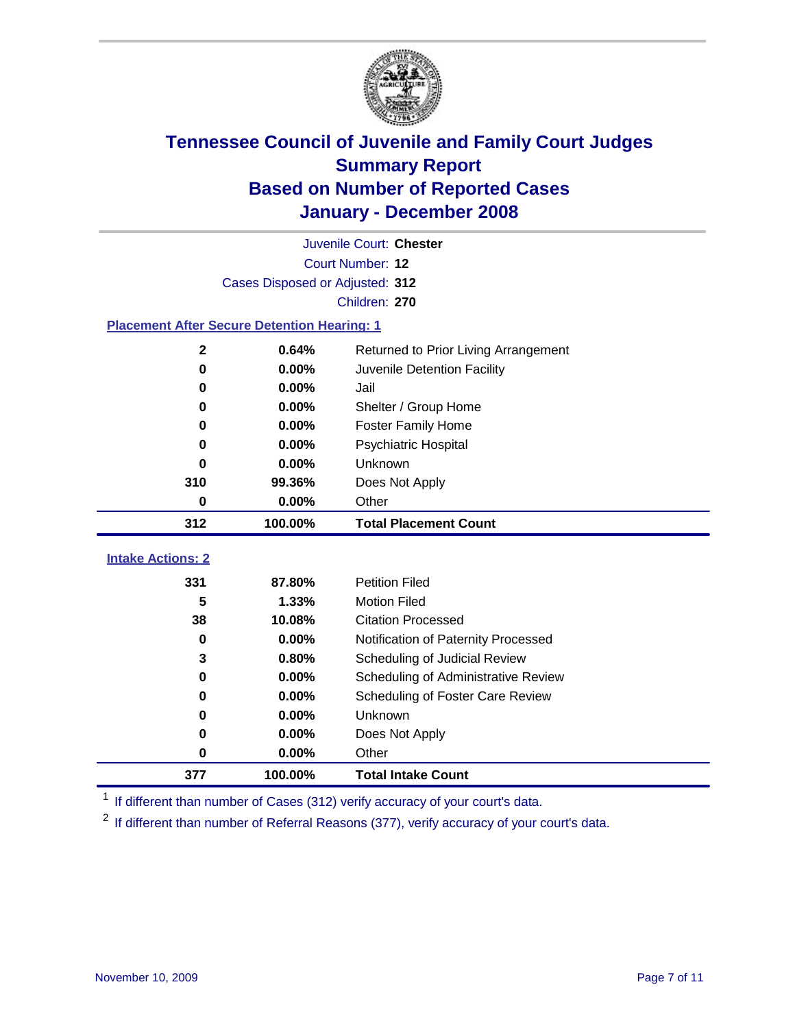# Tennessee Council of Juvenile and Family Court Judges
## Summary Report
## Based on Number of Reported Cases
## January - December 2008

Juvenile Court: **Chester**

Court Number: **12**

Cases Disposed or Adjusted: **312**

Children: **270**

### Placement After Secure Detention Hearing: 1

| | | |
|---|---|---|
| 2 | 0.64% | Returned to Prior Living Arrangement |
| 0 | 0.00% | Juvenile Detention Facility |
| 0 | 0.00% | Jail |
| 0 | 0.00% | Shelter / Group Home |
| 0 | 0.00% | Foster Family Home |
| 0 | 0.00% | Psychiatric Hospital |
| 0 | 0.00% | Unknown |
| 310 | 99.36% | Does Not Apply |
| 0 | 0.00% | Other |
| **312** | **100.00%** | **Total Placement Count** |

### Intake Actions: 2

| | | |
|---|---|---|
| 331 | 87.80% | Petition Filed |
| 5 | 1.33% | Motion Filed |
| 38 | 10.08% | Citation Processed |
| 0 | 0.00% | Notification of Paternity Processed |
| 3 | 0.80% | Scheduling of Judicial Review |
| 0 | 0.00% | Scheduling of Administrative Review |
| 0 | 0.00% | Scheduling of Foster Care Review |
| 0 | 0.00% | Unknown |
| 0 | 0.00% | Does Not Apply |
| 0 | 0.00% | Other |
| **377** | **100.00%** | **Total Intake Count** |

[1] If different than number of Cases (312) verify accuracy of your court's data.

[2] If different than number of Referral Reasons (377), verify accuracy of your court's data.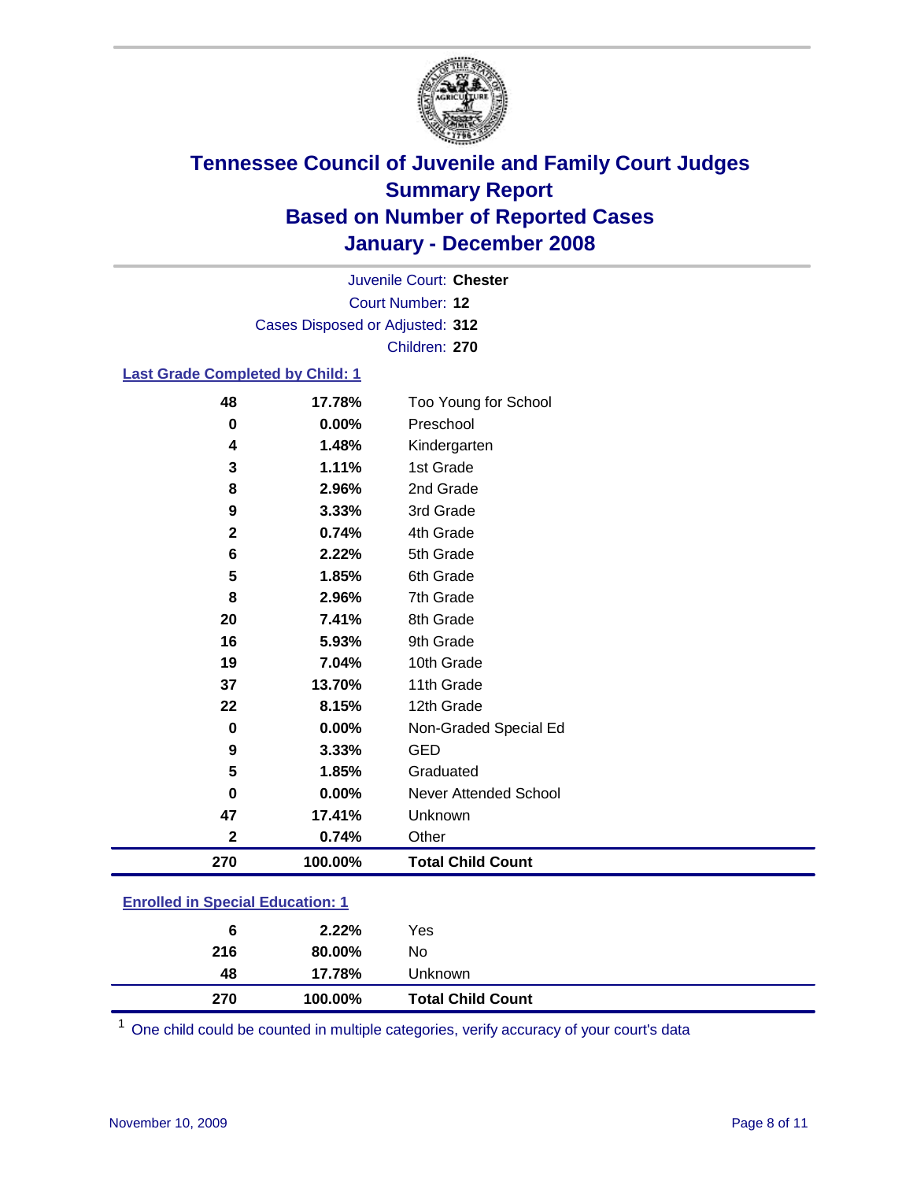# Tennessee Council of Juvenile and Family Court Judges
## Summary Report
## Based on Number of Reported Cases
## January - December 2008

Juvenile Court: **Chester**
Court Number: **12**
Cases Disposed or Adjusted: **312**
Children: **270**

### Last Grade Completed by Child: 1

| Count | Percent | Category |
|---|---|---|
| 48 | 17.78% | Too Young for School |
| 0 | 0.00% | Preschool |
| 4 | 1.48% | Kindergarten |
| 3 | 1.11% | 1st Grade |
| 8 | 2.96% | 2nd Grade |
| 9 | 3.33% | 3rd Grade |
| 2 | 0.74% | 4th Grade |
| 6 | 2.22% | 5th Grade |
| 5 | 1.85% | 6th Grade |
| 8 | 2.96% | 7th Grade |
| 20 | 7.41% | 8th Grade |
| 16 | 5.93% | 9th Grade |
| 19 | 7.04% | 10th Grade |
| 37 | 13.70% | 11th Grade |
| 22 | 8.15% | 12th Grade |
| 0 | 0.00% | Non-Graded Special Ed |
| 9 | 3.33% | GED |
| 5 | 1.85% | Graduated |
| 0 | 0.00% | Never Attended School |
| 47 | 17.41% | Unknown |
| 2 | 0.74% | Other |
| **270** | **100.00%** | **Total Child Count** |

### Enrolled in Special Education: 1

| Count | Percent | Category |
|---|---|---|
| 6 | 2.22% | Yes |
| 216 | 80.00% | No |
| 48 | 17.78% | Unknown |
| **270** | **100.00%** | **Total Child Count** |

[1] One child could be counted in multiple categories, verify accuracy of your court's data

November 10, 2009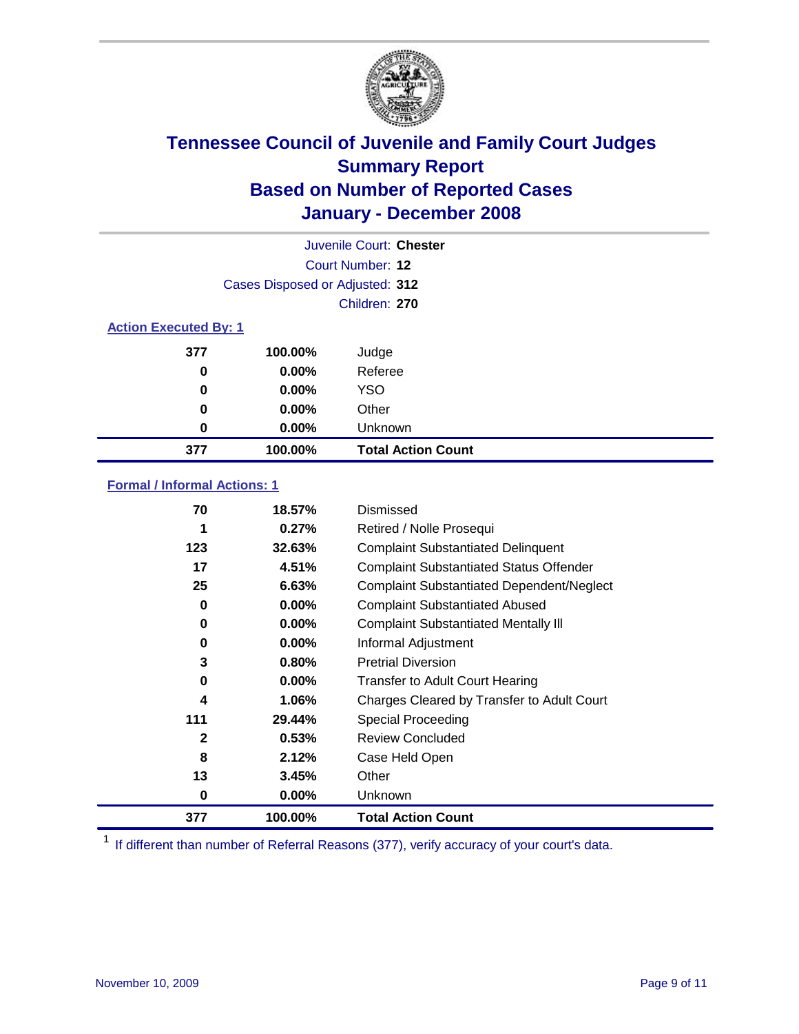# Tennessee Council of Juvenile and Family Court Judges
## Summary Report
## Based on Number of Reported Cases
## January - December 2008

Juvenile Court: **Chester**
Court Number: **12**
Cases Disposed or Adjusted: **312**
Children: **270**

### Action Executed By: 1

| Count | Percent | Action |
|---|---|---|
| 377 | 100.00% | Judge |
| 0 | 0.00% | Referee |
| 0 | 0.00% | YSO |
| 0 | 0.00% | Other |
| 0 | 0.00% | Unknown |
| **377** | **100.00%** | **Total Action Count** |

### Formal / Informal Actions: 1

| Count | Percent | Action |
|---|---|---|
| 70 | 18.57% | Dismissed |
| 1 | 0.27% | Retired / Nolle Prosequi |
| 123 | 32.63% | Complaint Substantiated Delinquent |
| 17 | 4.51% | Complaint Substantiated Status Offender |
| 25 | 6.63% | Complaint Substantiated Dependent/Neglect |
| 0 | 0.00% | Complaint Substantiated Abused |
| 0 | 0.00% | Complaint Substantiated Mentally Ill |
| 0 | 0.00% | Informal Adjustment |
| 3 | 0.80% | Pretrial Diversion |
| 0 | 0.00% | Transfer to Adult Court Hearing |
| 4 | 1.06% | Charges Cleared by Transfer to Adult Court |
| 111 | 29.44% | Special Proceeding |
| 2 | 0.53% | Review Concluded |
| 8 | 2.12% | Case Held Open |
| 13 | 3.45% | Other |
| 0 | 0.00% | Unknown |
| **377** | **100.00%** | **Total Action Count** |

[1] If different than number of Referral Reasons (377), verify accuracy of your court's data.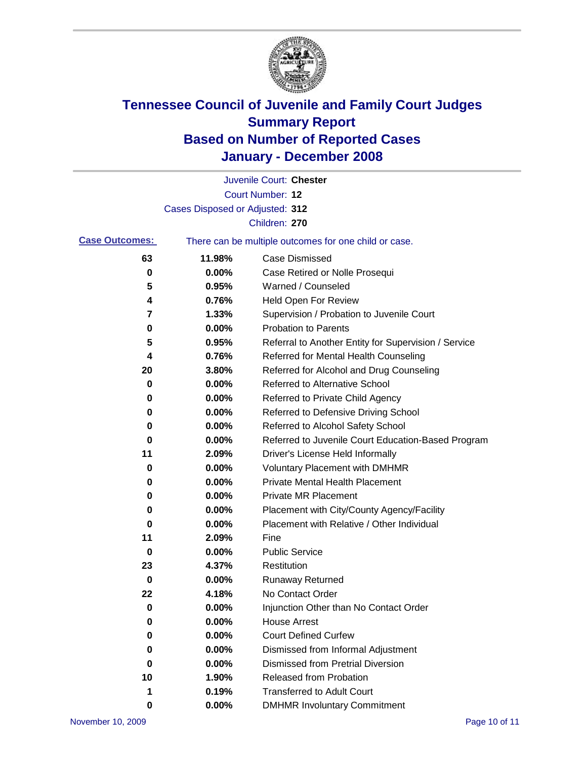# Tennessee Council of Juvenile and Family Court Judges
# Summary Report
# Based on Number of Reported Cases
# January - December 2008

Juvenile Court: **Chester**
Court Number: **12**
Cases Disposed or Adjusted: **312**
Children: **270**

**Case Outcomes:** There can be multiple outcomes for one child or case.

| | | |
|---|---|---|
| 63 | 11.98% | Case Dismissed |
| 0 | 0.00% | Case Retired or Nolle Prosequi |
| 5 | 0.95% | Warned / Counseled |
| 4 | 0.76% | Held Open For Review |
| 7 | 1.33% | Supervision / Probation to Juvenile Court |
| 0 | 0.00% | Probation to Parents |
| 5 | 0.95% | Referral to Another Entity for Supervision / Service |
| 4 | 0.76% | Referred for Mental Health Counseling |
| 20 | 3.80% | Referred for Alcohol and Drug Counseling |
| 0 | 0.00% | Referred to Alternative School |
| 0 | 0.00% | Referred to Private Child Agency |
| 0 | 0.00% | Referred to Defensive Driving School |
| 0 | 0.00% | Referred to Alcohol Safety School |
| 0 | 0.00% | Referred to Juvenile Court Education-Based Program |
| 11 | 2.09% | Driver's License Held Informally |
| 0 | 0.00% | Voluntary Placement with DMHMR |
| 0 | 0.00% | Private Mental Health Placement |
| 0 | 0.00% | Private MR Placement |
| 0 | 0.00% | Placement with City/County Agency/Facility |
| 0 | 0.00% | Placement with Relative / Other Individual |
| 11 | 2.09% | Fine |
| 0 | 0.00% | Public Service |
| 23 | 4.37% | Restitution |
| 0 | 0.00% | Runaway Returned |
| 22 | 4.18% | No Contact Order |
| 0 | 0.00% | Injunction Other than No Contact Order |
| 0 | 0.00% | House Arrest |
| 0 | 0.00% | Court Defined Curfew |
| 0 | 0.00% | Dismissed from Informal Adjustment |
| 0 | 0.00% | Dismissed from Pretrial Diversion |
| 10 | 1.90% | Released from Probation |
| 1 | 0.19% | Transferred to Adult Court |
| 0 | 0.00% | DMHMR Involuntary Commitment |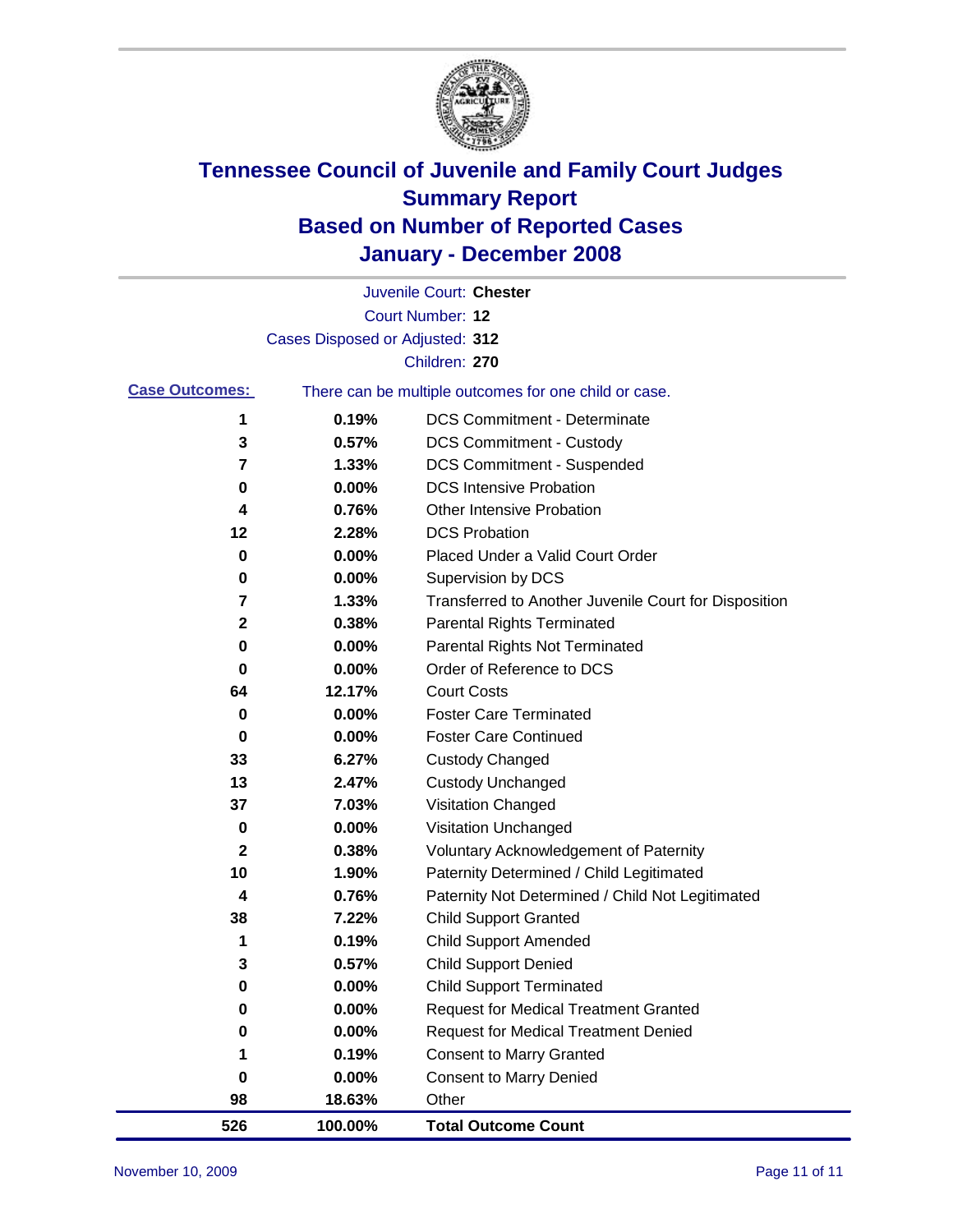# Tennessee Council of Juvenile and Family Court Judges
## Summary Report
## Based on Number of Reported Cases
## January - December 2008

Juvenile Court: **Chester**

Court Number: **12**

Cases Disposed or Adjusted: **312**

Children: **270**

**Case Outcomes:** There can be multiple outcomes for one child or case.

| | | |
|---|---|---|
| 1 | 0.19% | DCS Commitment - Determinate |
| 3 | 0.57% | DCS Commitment - Custody |
| 7 | 1.33% | DCS Commitment - Suspended |
| 0 | 0.00% | DCS Intensive Probation |
| 4 | 0.76% | Other Intensive Probation |
| 12 | 2.28% | DCS Probation |
| 0 | 0.00% | Placed Under a Valid Court Order |
| 0 | 0.00% | Supervision by DCS |
| 7 | 1.33% | Transferred to Another Juvenile Court for Disposition |
| 2 | 0.38% | Parental Rights Terminated |
| 0 | 0.00% | Parental Rights Not Terminated |
| 0 | 0.00% | Order of Reference to DCS |
| 64 | 12.17% | Court Costs |
| 0 | 0.00% | Foster Care Terminated |
| 0 | 0.00% | Foster Care Continued |
| 33 | 6.27% | Custody Changed |
| 13 | 2.47% | Custody Unchanged |
| 37 | 7.03% | Visitation Changed |
| 0 | 0.00% | Visitation Unchanged |
| 2 | 0.38% | Voluntary Acknowledgement of Paternity |
| 10 | 1.90% | Paternity Determined / Child Legitimated |
| 4 | 0.76% | Paternity Not Determined / Child Not Legitimated |
| 38 | 7.22% | Child Support Granted |
| 1 | 0.19% | Child Support Amended |
| 3 | 0.57% | Child Support Denied |
| 0 | 0.00% | Child Support Terminated |
| 0 | 0.00% | Request for Medical Treatment Granted |
| 0 | 0.00% | Request for Medical Treatment Denied |
| 1 | 0.19% | Consent to Marry Granted |
| 0 | 0.00% | Consent to Marry Denied |
| 98 | 18.63% | Other |
| **526** | **100.00%** | **Total Outcome Count** |

November 10, 2009